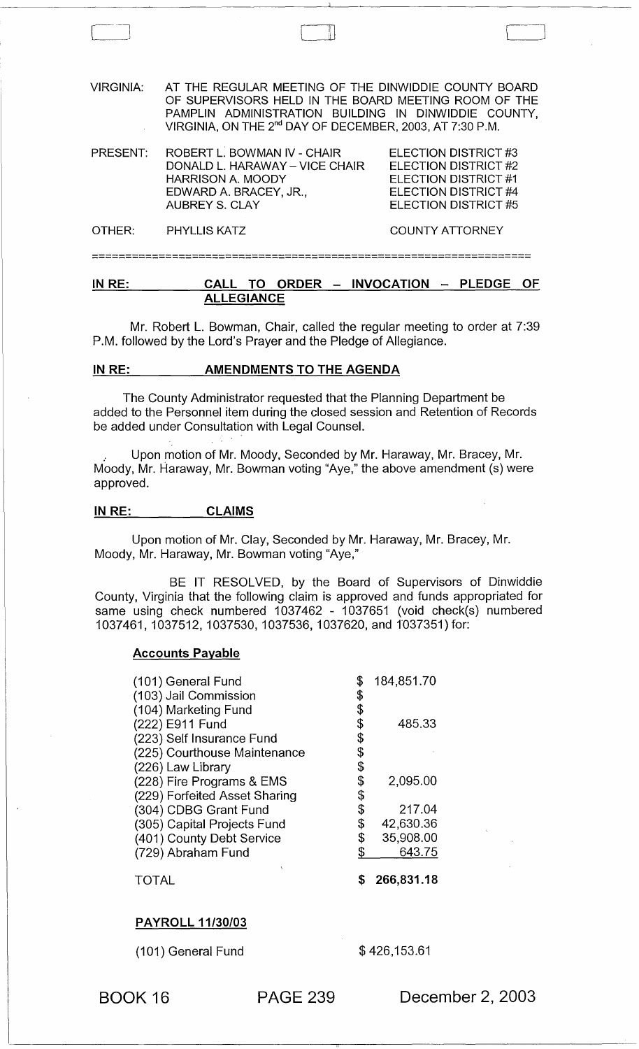VIRGINIA: AT THE REGULAR MEETING OF THE DINWIDDIE COUNTY BOARD OF SUPERVISORS HELD IN THE BOARD MEETING ROOM OF THE PAMPLIN ADMINISTRATION BUILDING IN DINWIDDIE COUNTY, VIRGINIA, ON THE 2nd DAY OF DECEMBER, 2003, AT 7:30 P.M.

| | | |
|---|---|---|
| PRESENT: | ROBERT L. BOWMAN IV - CHAIR | ELECTION DISTRICT #3 |
| | DONALD L. HARAWAY – VICE CHAIR | ELECTION DISTRICT #2 |
| | HARRISON A. MOODY | ELECTION DISTRICT #1 |
| | EDWARD A. BRACEY, JR., | ELECTION DISTRICT #4 |
| | AUBREY S. CLAY | ELECTION DISTRICT #5 |
| OTHER: | PHYLLIS KATZ | COUNTY ATTORNEY |

================================================================

**IN RE: CALL TO ORDER – INVOCATION – PLEDGE OF ALLEGIANCE**

Mr. Robert L. Bowman, Chair, called the regular meeting to order at 7:39 P.M. followed by the Lord's Prayer and the Pledge of Allegiance.

**IN RE: AMENDMENTS TO THE AGENDA**

The County Administrator requested that the Planning Department be added to the Personnel item during the closed session and Retention of Records be added under Consultation with Legal Counsel.

Upon motion of Mr. Moody, Seconded by Mr. Haraway, Mr. Bracey, Mr. Moody, Mr. Haraway, Mr. Bowman voting "Aye," the above amendment (s) were approved.

**IN RE: CLAIMS**

Upon motion of Mr. Clay, Seconded by Mr. Haraway, Mr. Bracey, Mr. Moody, Mr. Haraway, Mr. Bowman voting "Aye,"

BE IT RESOLVED, by the Board of Supervisors of Dinwiddie County, Virginia that the following claim is approved and funds appropriated for same using check numbered 1037462 - 1037651 (void check(s) numbered 1037461, 1037512, 1037530, 1037536, 1037620, and 1037351) for:

**Accounts Payable**

| | | |
|---|---|---|
| (101) General Fund | $ | 184,851.70 |
| (103) Jail Commission | $ | |
| (104) Marketing Fund | $ | |
| (222) E911 Fund | $ | 485.33 |
| (223) Self Insurance Fund | $ | |
| (225) Courthouse Maintenance | $ | |
| (226) Law Library | $ | |
| (228) Fire Programs & EMS | $ | 2,095.00 |
| (229) Forfeited Asset Sharing | $ | |
| (304) CDBG Grant Fund | $ | 217.04 |
| (305) Capital Projects Fund | $ | 42,630.36 |
| (401) County Debt Service | $ | 35,908.00 |
| (729) Abraham Fund | $ | 643.75 |
| TOTAL | **$** | **266,831.18** |

**PAYROLL 11/30/03**

| | |
|---|---|
| (101) General Fund | $ 426,153.61 |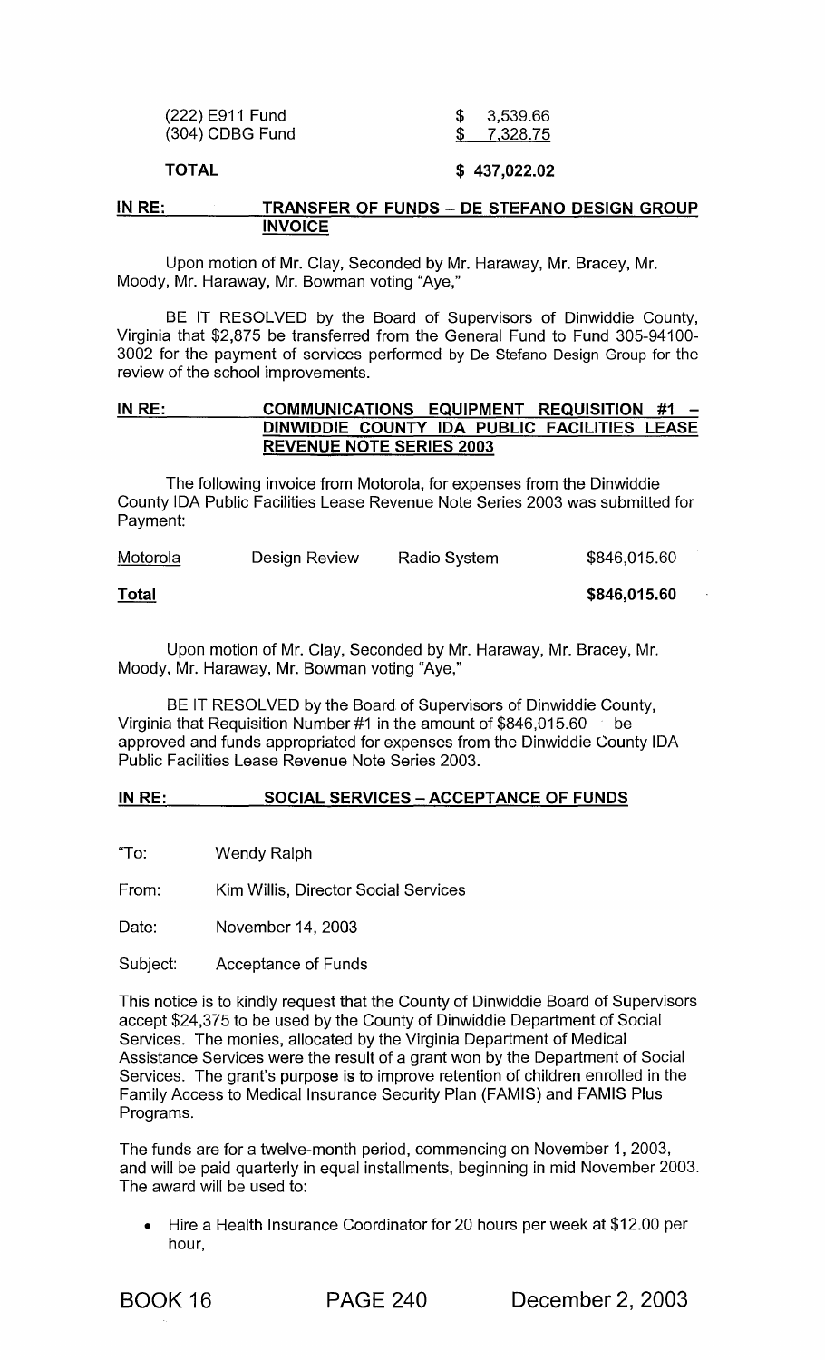| | |
|---|---|
| (222) E911 Fund | $ 3,539.66 |
| (304) CDBG Fund | $ 7,328.75 |
| **TOTAL** | **$ 437,022.02** |

**IN RE: TRANSFER OF FUNDS – DE STEFANO DESIGN GROUP INVOICE**

Upon motion of Mr. Clay, Seconded by Mr. Haraway, Mr. Bracey, Mr. Moody, Mr. Haraway, Mr. Bowman voting "Aye,"

BE IT RESOLVED by the Board of Supervisors of Dinwiddie County, Virginia that $2,875 be transferred from the General Fund to Fund 305-94100-3002 for the payment of services performed by De Stefano Design Group for the review of the school improvements.

**IN RE: COMMUNICATIONS EQUIPMENT REQUISITION #1 – DINWIDDIE COUNTY IDA PUBLIC FACILITIES LEASE REVENUE NOTE SERIES 2003**

The following invoice from Motorola, for expenses from the Dinwiddie County IDA Public Facilities Lease Revenue Note Series 2003 was submitted for Payment:

| | | | |
|---|---|---|---|
| Motorola | Design Review | Radio System | $846,015.60 |
| **Total** | | | **$846,015.60** |

Upon motion of Mr. Clay, Seconded by Mr. Haraway, Mr. Bracey, Mr. Moody, Mr. Haraway, Mr. Bowman voting "Aye,"

BE IT RESOLVED by the Board of Supervisors of Dinwiddie County, Virginia that Requisition Number #1 in the amount of $846,015.60 be approved and funds appropriated for expenses from the Dinwiddie County IDA Public Facilities Lease Revenue Note Series 2003.

**IN RE: SOCIAL SERVICES – ACCEPTANCE OF FUNDS**

"To: Wendy Ralph

From: Kim Willis, Director Social Services

Date: November 14, 2003

Subject: Acceptance of Funds

This notice is to kindly request that the County of Dinwiddie Board of Supervisors accept $24,375 to be used by the County of Dinwiddie Department of Social Services. The monies, allocated by the Virginia Department of Medical Assistance Services were the result of a grant won by the Department of Social Services. The grant's purpose is to improve retention of children enrolled in the Family Access to Medical Insurance Security Plan (FAMIS) and FAMIS Plus Programs.

The funds are for a twelve-month period, commencing on November 1, 2003, and will be paid quarterly in equal installments, beginning in mid November 2003. The award will be used to:

- Hire a Health Insurance Coordinator for 20 hours per week at $12.00 per hour,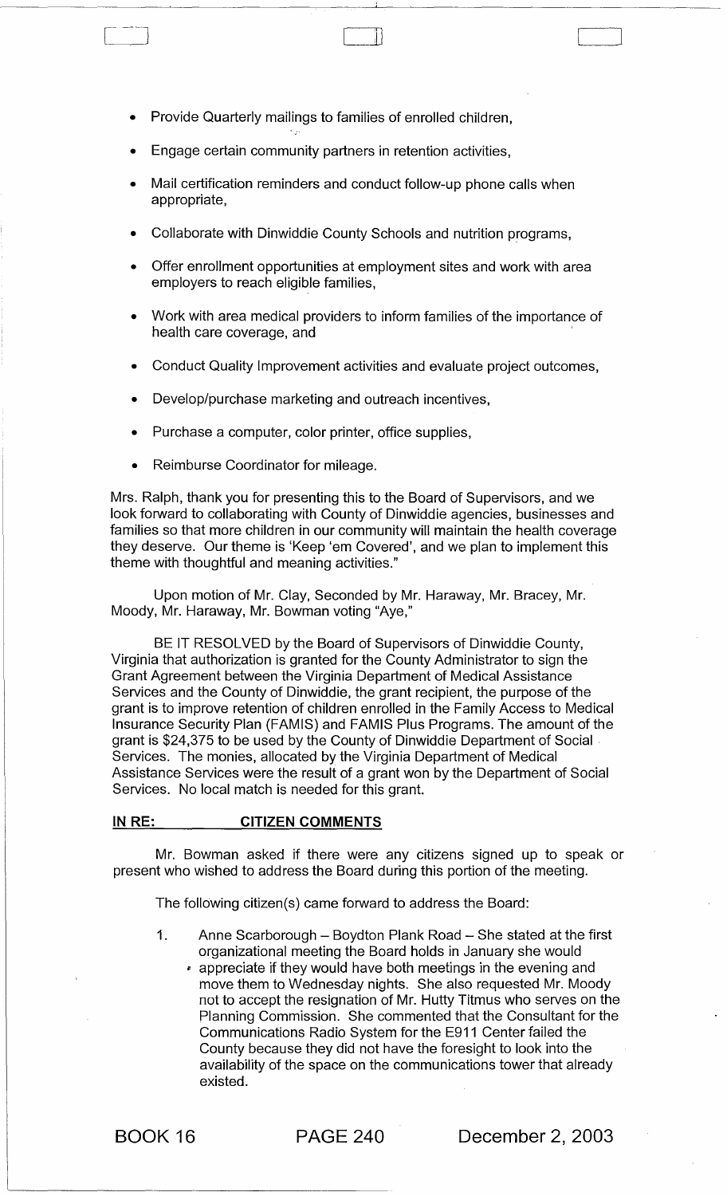- Provide Quarterly mailings to families of enrolled children,
- Engage certain community partners in retention activities,
- Mail certification reminders and conduct follow-up phone calls when appropriate,
- Collaborate with Dinwiddie County Schools and nutrition programs,
- Offer enrollment opportunities at employment sites and work with area employers to reach eligible families,
- Work with area medical providers to inform families of the importance of health care coverage, and
- Conduct Quality Improvement activities and evaluate project outcomes,
- Develop/purchase marketing and outreach incentives,
- Purchase a computer, color printer, office supplies,
- Reimburse Coordinator for mileage.

Mrs. Ralph, thank you for presenting this to the Board of Supervisors, and we look forward to collaborating with County of Dinwiddie agencies, businesses and families so that more children in our community will maintain the health coverage they deserve. Our theme is 'Keep 'em Covered', and we plan to implement this theme with thoughtful and meaning activities."

Upon motion of Mr. Clay, Seconded by Mr. Haraway, Mr. Bracey, Mr. Moody, Mr. Haraway, Mr. Bowman voting "Aye,"

BE IT RESOLVED by the Board of Supervisors of Dinwiddie County, Virginia that authorization is granted for the County Administrator to sign the Grant Agreement between the Virginia Department of Medical Assistance Services and the County of Dinwiddie, the grant recipient, the purpose of the grant is to improve retention of children enrolled in the Family Access to Medical Insurance Security Plan (FAMIS) and FAMIS Plus Programs. The amount of the grant is $24,375 to be used by the County of Dinwiddie Department of Social Services. The monies, allocated by the Virginia Department of Medical Assistance Services were the result of a grant won by the Department of Social Services. No local match is needed for this grant.

**IN RE: CITIZEN COMMENTS**

Mr. Bowman asked if there were any citizens signed up to speak or present who wished to address the Board during this portion of the meeting.

The following citizen(s) came forward to address the Board:

1. Anne Scarborough – Boydton Plank Road – She stated at the first organizational meeting the Board holds in January she would appreciate if they would have both meetings in the evening and move them to Wednesday nights. She also requested Mr. Moody not to accept the resignation of Mr. Hutty Titmus who serves on the Planning Commission. She commented that the Consultant for the Communications Radio System for the E911 Center failed the County because they did not have the foresight to look into the availability of the space on the communications tower that already existed.

BOOK 16 PAGE 240 December 2, 2003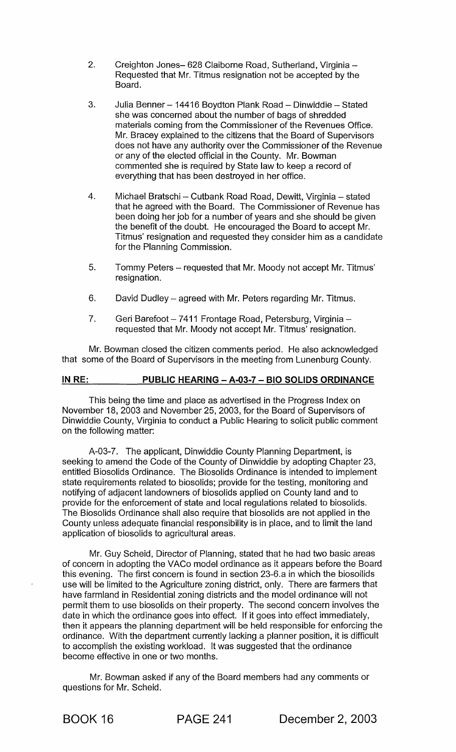2. Creighton Jones– 628 Claiborne Road, Sutherland, Virginia – Requested that Mr. Titmus resignation not be accepted by the Board.

3. Julia Benner – 14416 Boydton Plank Road – Dinwiddie – Stated she was concerned about the number of bags of shredded materials coming from the Commissioner of the Revenues Office. Mr. Bracey explained to the citizens that the Board of Supervisors does not have any authority over the Commissioner of the Revenue or any of the elected official in the County. Mr. Bowman commented she is required by State law to keep a record of everything that has been destroyed in her office.

4. Michael Bratschi – Cutbank Road Road, Dewitt, Virginia – stated that he agreed with the Board. The Commissioner of Revenue has been doing her job for a number of years and she should be given the benefit of the doubt. He encouraged the Board to accept Mr. Titmus' resignation and requested they consider him as a candidate for the Planning Commission.

5. Tommy Peters – requested that Mr. Moody not accept Mr. Titmus' resignation.

6. David Dudley – agreed with Mr. Peters regarding Mr. Titmus.

7. Geri Barefoot – 7411 Frontage Road, Petersburg, Virginia – requested that Mr. Moody not accept Mr. Titmus' resignation.

Mr. Bowman closed the citizen comments period. He also acknowledged that some of the Board of Supervisors in the meeting from Lunenburg County.

**IN RE: PUBLIC HEARING – A-03-7 – BIO SOLIDS ORDINANCE**

This being the time and place as advertised in the Progress Index on November 18, 2003 and November 25, 2003, for the Board of Supervisors of Dinwiddie County, Virginia to conduct a Public Hearing to solicit public comment on the following matter:

A-03-7. The applicant, Dinwiddie County Planning Department, is seeking to amend the Code of the County of Dinwiddie by adopting Chapter 23, entitled Biosolids Ordinance. The Biosolids Ordinance is intended to implement state requirements related to biosolids; provide for the testing, monitoring and notifying of adjacent landowners of biosolids applied on County land and to provide for the enforcement of state and local regulations related to biosolids. The Biosolids Ordinance shall also require that biosolids are not applied in the County unless adequate financial responsibility is in place, and to limit the land application of biosolids to agricultural areas.

Mr. Guy Scheid, Director of Planning, stated that he had two basic areas of concern in adopting the VACo model ordinance as it appears before the Board this evening. The first concern is found in section 23-6.a in which the biosoilids use will be limited to the Agriculture zoning district, only. There are farmers that have farmland in Residential zoning districts and the model ordinance will not permit them to use biosolids on their property. The second concern involves the date in which the ordinance goes into effect. If it goes into effect immediately, then it appears the planning department will be held responsible for enforcing the ordinance. With the department currently lacking a planner position, it is difficult to accomplish the existing workload. It was suggested that the ordinance become effective in one or two months.

Mr. Bowman asked if any of the Board members had any comments or questions for Mr. Scheid.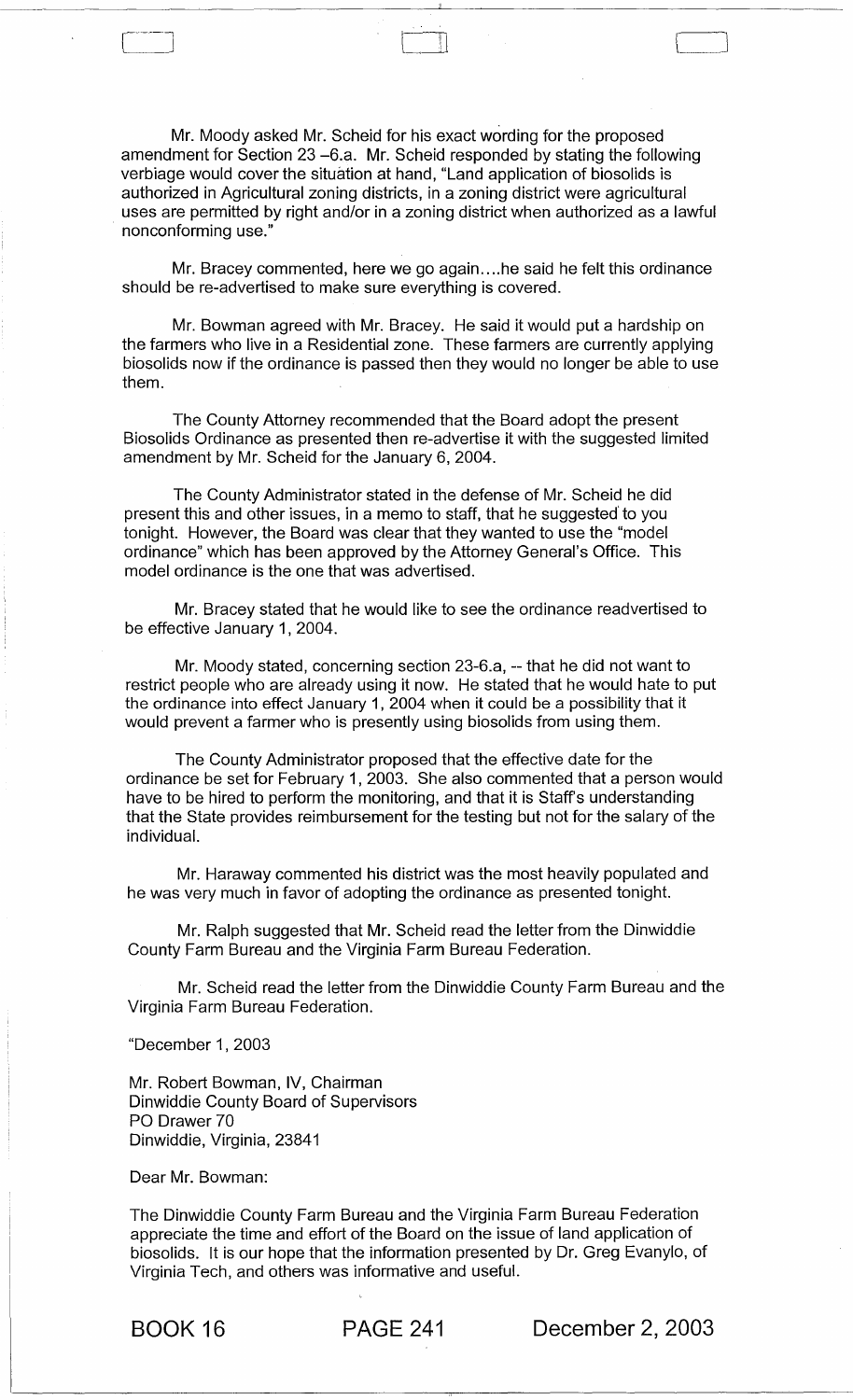Mr. Moody asked Mr. Scheid for his exact wording for the proposed amendment for Section 23 –6.a. Mr. Scheid responded by stating the following verbiage would cover the situation at hand, "Land application of biosolids is authorized in Agricultural zoning districts, in a zoning district were agricultural uses are permitted by right and/or in a zoning district when authorized as a lawful nonconforming use."

Mr. Bracey commented, here we go again....he said he felt this ordinance should be re-advertised to make sure everything is covered.

Mr. Bowman agreed with Mr. Bracey. He said it would put a hardship on the farmers who live in a Residential zone. These farmers are currently applying biosolids now if the ordinance is passed then they would no longer be able to use them.

The County Attorney recommended that the Board adopt the present Biosolids Ordinance as presented then re-advertise it with the suggested limited amendment by Mr. Scheid for the January 6, 2004.

The County Administrator stated in the defense of Mr. Scheid he did present this and other issues, in a memo to staff, that he suggested to you tonight. However, the Board was clear that they wanted to use the "model ordinance" which has been approved by the Attorney General's Office. This model ordinance is the one that was advertised.

Mr. Bracey stated that he would like to see the ordinance readvertised to be effective January 1, 2004.

Mr. Moody stated, concerning section 23-6.a, -- that he did not want to restrict people who are already using it now. He stated that he would hate to put the ordinance into effect January 1, 2004 when it could be a possibility that it would prevent a farmer who is presently using biosolids from using them.

The County Administrator proposed that the effective date for the ordinance be set for February 1, 2003. She also commented that a person would have to be hired to perform the monitoring, and that it is Staff's understanding that the State provides reimbursement for the testing but not for the salary of the individual.

Mr. Haraway commented his district was the most heavily populated and he was very much in favor of adopting the ordinance as presented tonight.

Mr. Ralph suggested that Mr. Scheid read the letter from the Dinwiddie County Farm Bureau and the Virginia Farm Bureau Federation.

Mr. Scheid read the letter from the Dinwiddie County Farm Bureau and the Virginia Farm Bureau Federation.

"December 1, 2003

Mr. Robert Bowman, IV, Chairman
Dinwiddie County Board of Supervisors
PO Drawer 70
Dinwiddie, Virginia, 23841

Dear Mr. Bowman:

The Dinwiddie County Farm Bureau and the Virginia Farm Bureau Federation appreciate the time and effort of the Board on the issue of land application of biosolids. It is our hope that the information presented by Dr. Greg Evanylo, of Virginia Tech, and others was informative and useful.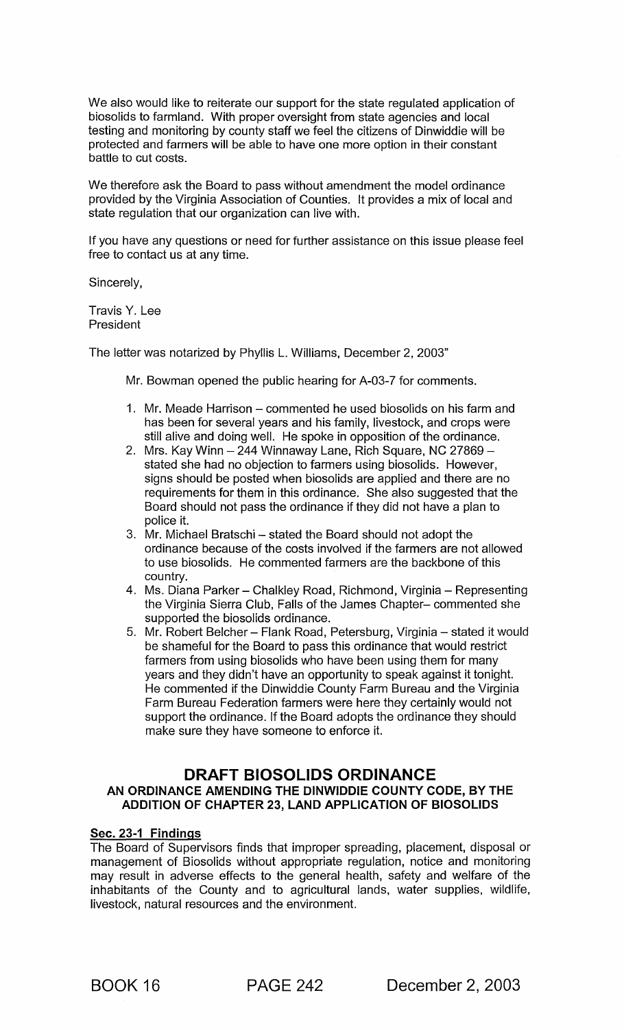We also would like to reiterate our support for the state regulated application of biosolids to farmland. With proper oversight from state agencies and local testing and monitoring by county staff we feel the citizens of Dinwiddie will be protected and farmers will be able to have one more option in their constant battle to cut costs.

We therefore ask the Board to pass without amendment the model ordinance provided by the Virginia Association of Counties. It provides a mix of local and state regulation that our organization can live with.

If you have any questions or need for further assistance on this issue please feel free to contact us at any time.

Sincerely,

Travis Y. Lee
President

The letter was notarized by Phyllis L. Williams, December 2, 2003"

Mr. Bowman opened the public hearing for A-03-7 for comments.

1. Mr. Meade Harrison – commented he used biosolids on his farm and has been for several years and his family, livestock, and crops were still alive and doing well. He spoke in opposition of the ordinance.
2. Mrs. Kay Winn – 244 Winnaway Lane, Rich Square, NC 27869 – stated she had no objection to farmers using biosolids. However, signs should be posted when biosolids are applied and there are no requirements for them in this ordinance. She also suggested that the Board should not pass the ordinance if they did not have a plan to police it.
3. Mr. Michael Bratschi – stated the Board should not adopt the ordinance because of the costs involved if the farmers are not allowed to use biosolids. He commented farmers are the backbone of this country.
4. Ms. Diana Parker – Chalkley Road, Richmond, Virginia – Representing the Virginia Sierra Club, Falls of the James Chapter– commented she supported the biosolids ordinance.
5. Mr. Robert Belcher – Flank Road, Petersburg, Virginia – stated it would be shameful for the Board to pass this ordinance that would restrict farmers from using biosolids who have been using them for many years and they didn't have an opportunity to speak against it tonight. He commented if the Dinwiddie County Farm Bureau and the Virginia Farm Bureau Federation farmers were here they certainly would not support the ordinance. If the Board adopts the ordinance they should make sure they have someone to enforce it.

## DRAFT BIOSOLIDS ORDINANCE

### AN ORDINANCE AMENDING THE DINWIDDIE COUNTY CODE, BY THE ADDITION OF CHAPTER 23, LAND APPLICATION OF BIOSOLIDS

**Sec. 23-1 Findings**

The Board of Supervisors finds that improper spreading, placement, disposal or management of Biosolids without appropriate regulation, notice and monitoring may result in adverse effects to the general health, safety and welfare of the inhabitants of the County and to agricultural lands, water supplies, wildlife, livestock, natural resources and the environment.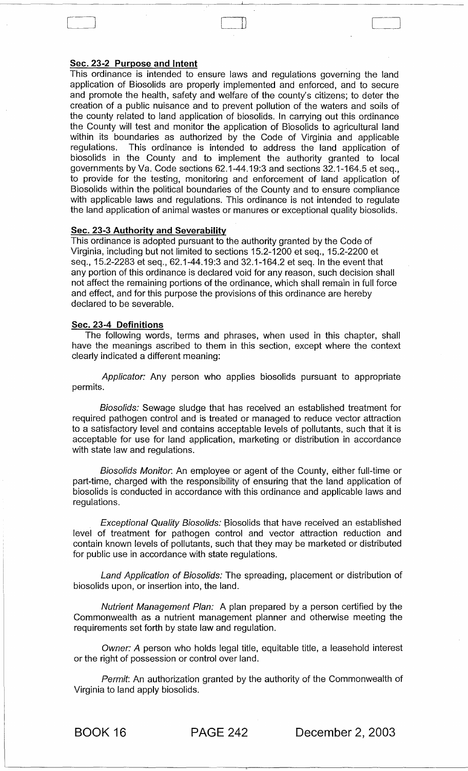**Sec. 23-2 Purpose and Intent**

This ordinance is intended to ensure laws and regulations governing the land application of Biosolids are properly implemented and enforced, and to secure and promote the health, safety and welfare of the county's citizens; to deter the creation of a public nuisance and to prevent pollution of the waters and soils of the county related to land application of biosolids. In carrying out this ordinance the County will test and monitor the application of Biosolids to agricultural land within its boundaries as authorized by the Code of Virginia and applicable regulations. This ordinance is intended to address the land application of biosolids in the County and to implement the authority granted to local governments by Va. Code sections 62.1-44.19:3 and sections 32.1-164.5 et seq., to provide for the testing, monitoring and enforcement of land application of Biosolids within the political boundaries of the County and to ensure compliance with applicable laws and regulations. This ordinance is not intended to regulate the land application of animal wastes or manures or exceptional quality biosolids.

**Sec. 23-3 Authority and Severability**

This ordinance is adopted pursuant to the authority granted by the Code of Virginia, including but not limited to sections 15.2-1200 et seq., 15.2-2200 et seq., 15.2-2283 et seq., 62.1-44.19:3 and 32.1-164.2 et seq. In the event that any portion of this ordinance is declared void for any reason, such decision shall not affect the remaining portions of the ordinance, which shall remain in full force and effect, and for this purpose the provisions of this ordinance are hereby declared to be severable.

**Sec. 23-4 Definitions**

The following words, terms and phrases, when used in this chapter, shall have the meanings ascribed to them in this section, except where the context clearly indicated a different meaning:

*Applicator:* Any person who applies biosolids pursuant to appropriate permits.

*Biosolids:* Sewage sludge that has received an established treatment for required pathogen control and is treated or managed to reduce vector attraction to a satisfactory level and contains acceptable levels of pollutants, such that it is acceptable for use for land application, marketing or distribution in accordance with state law and regulations.

*Biosolids Monitor:* An employee or agent of the County, either full-time or part-time, charged with the responsibility of ensuring that the land application of biosolids is conducted in accordance with this ordinance and applicable laws and regulations.

*Exceptional Quality Biosolids:* Biosolids that have received an established level of treatment for pathogen control and vector attraction reduction and contain known levels of pollutants, such that they may be marketed or distributed for public use in accordance with state regulations.

*Land Application of Biosolids:* The spreading, placement or distribution of biosolids upon, or insertion into, the land.

*Nutrient Management Plan:* A plan prepared by a person certified by the Commonwealth as a nutrient management planner and otherwise meeting the requirements set forth by state law and regulation.

*Owner:* A person who holds legal title, equitable title, a leasehold interest or the right of possession or control over land.

*Permit:* An authorization granted by the authority of the Commonwealth of Virginia to land apply biosolids.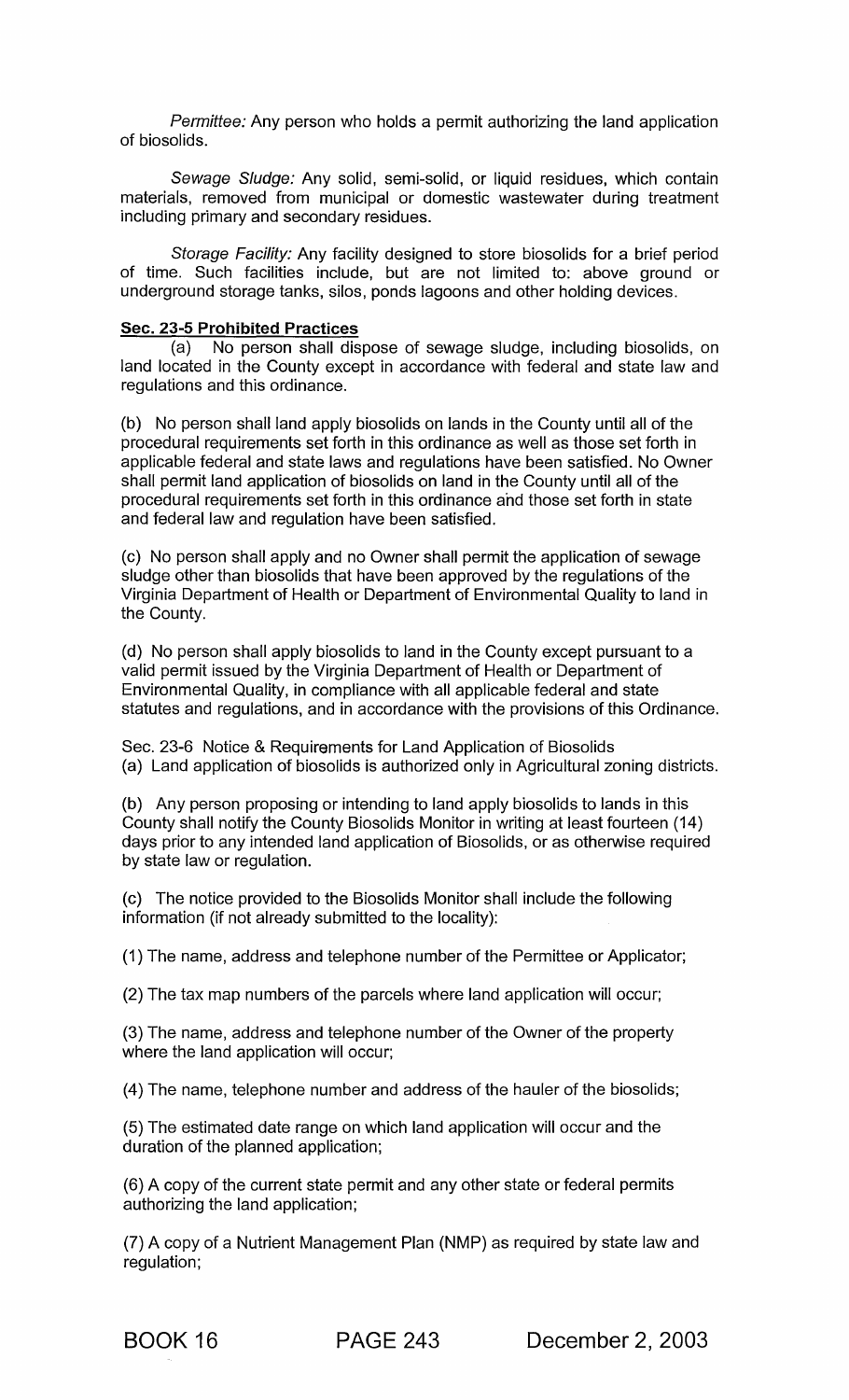*Permittee:* Any person who holds a permit authorizing the land application of biosolids.

*Sewage Sludge:* Any solid, semi-solid, or liquid residues, which contain materials, removed from municipal or domestic wastewater during treatment including primary and secondary residues.

*Storage Facility:* Any facility designed to store biosolids for a brief period of time. Such facilities include, but are not limited to: above ground or underground storage tanks, silos, ponds lagoons and other holding devices.

**Sec. 23-5 Prohibited Practices**

(a) No person shall dispose of sewage sludge, including biosolids, on land located in the County except in accordance with federal and state law and regulations and this ordinance.

(b) No person shall land apply biosolids on lands in the County until all of the procedural requirements set forth in this ordinance as well as those set forth in applicable federal and state laws and regulations have been satisfied. No Owner shall permit land application of biosolids on land in the County until all of the procedural requirements set forth in this ordinance and those set forth in state and federal law and regulation have been satisfied.

(c) No person shall apply and no Owner shall permit the application of sewage sludge other than biosolids that have been approved by the regulations of the Virginia Department of Health or Department of Environmental Quality to land in the County.

(d) No person shall apply biosolids to land in the County except pursuant to a valid permit issued by the Virginia Department of Health or Department of Environmental Quality, in compliance with all applicable federal and state statutes and regulations, and in accordance with the provisions of this Ordinance.

Sec. 23-6 Notice & Requirements for Land Application of Biosolids

(a) Land application of biosolids is authorized only in Agricultural zoning districts.

(b) Any person proposing or intending to land apply biosolids to lands in this County shall notify the County Biosolids Monitor in writing at least fourteen (14) days prior to any intended land application of Biosolids, or as otherwise required by state law or regulation.

(c) The notice provided to the Biosolids Monitor shall include the following information (if not already submitted to the locality):

(1) The name, address and telephone number of the Permittee or Applicator;

(2) The tax map numbers of the parcels where land application will occur;

(3) The name, address and telephone number of the Owner of the property where the land application will occur;

(4) The name, telephone number and address of the hauler of the biosolids;

(5) The estimated date range on which land application will occur and the duration of the planned application;

(6) A copy of the current state permit and any other state or federal permits authorizing the land application;

(7) A copy of a Nutrient Management Plan (NMP) as required by state law and regulation;

BOOK 16 PAGE 243 December 2, 2003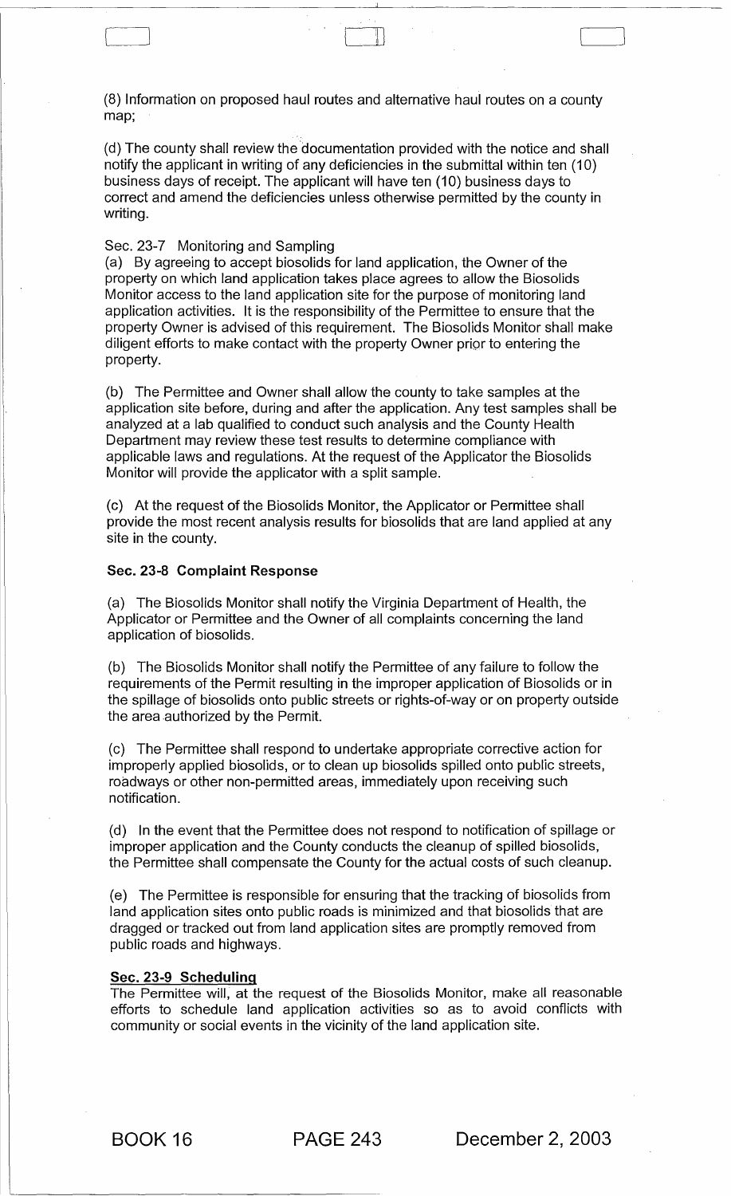(8) Information on proposed haul routes and alternative haul routes on a county map;

(d) The county shall review the documentation provided with the notice and shall notify the applicant in writing of any deficiencies in the submittal within ten (10) business days of receipt. The applicant will have ten (10) business days to correct and amend the deficiencies unless otherwise permitted by the county in writing.

Sec. 23-7 Monitoring and Sampling

(a) By agreeing to accept biosolids for land application, the Owner of the property on which land application takes place agrees to allow the Biosolids Monitor access to the land application site for the purpose of monitoring land application activities. It is the responsibility of the Permittee to ensure that the property Owner is advised of this requirement. The Biosolids Monitor shall make diligent efforts to make contact with the property Owner prior to entering the property.

(b) The Permittee and Owner shall allow the county to take samples at the application site before, during and after the application. Any test samples shall be analyzed at a lab qualified to conduct such analysis and the County Health Department may review these test results to determine compliance with applicable laws and regulations. At the request of the Applicator the Biosolids Monitor will provide the applicator with a split sample.

(c) At the request of the Biosolids Monitor, the Applicator or Permittee shall provide the most recent analysis results for biosolids that are land applied at any site in the county.

**Sec. 23-8 Complaint Response**

(a) The Biosolids Monitor shall notify the Virginia Department of Health, the Applicator or Permittee and the Owner of all complaints concerning the land application of biosolids.

(b) The Biosolids Monitor shall notify the Permittee of any failure to follow the requirements of the Permit resulting in the improper application of Biosolids or in the spillage of biosolids onto public streets or rights-of-way or on property outside the area authorized by the Permit.

(c) The Permittee shall respond to undertake appropriate corrective action for improperly applied biosolids, or to clean up biosolids spilled onto public streets, roadways or other non-permitted areas, immediately upon receiving such notification.

(d) In the event that the Permittee does not respond to notification of spillage or improper application and the County conducts the cleanup of spilled biosolids, the Permittee shall compensate the County for the actual costs of such cleanup.

(e) The Permittee is responsible for ensuring that the tracking of biosolids from land application sites onto public roads is minimized and that biosolids that are dragged or tracked out from land application sites are promptly removed from public roads and highways.

**Sec. 23-9 Scheduling**

The Permittee will, at the request of the Biosolids Monitor, make all reasonable efforts to schedule land application activities so as to avoid conflicts with community or social events in the vicinity of the land application site.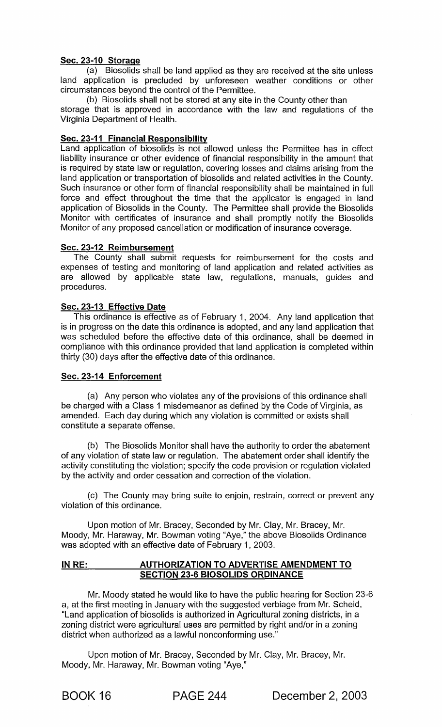**Sec. 23-10 Storage**

(a) Biosolids shall be land applied as they are received at the site unless land application is precluded by unforeseen weather conditions or other circumstances beyond the control of the Permittee.

(b) Biosolids shall not be stored at any site in the County other than storage that is approved in accordance with the law and regulations of the Virginia Department of Health.

**Sec. 23-11 Financial Responsibility**

Land application of biosolids is not allowed unless the Permittee has in effect liability insurance or other evidence of financial responsibility in the amount that is required by state law or regulation, covering losses and claims arising from the land application or transportation of biosolids and related activities in the County. Such insurance or other form of financial responsibility shall be maintained in full force and effect throughout the time that the applicator is engaged in land application of Biosolids in the County. The Permittee shall provide the Biosolids Monitor with certificates of insurance and shall promptly notify the Biosolids Monitor of any proposed cancellation or modification of insurance coverage.

**Sec. 23-12 Reimbursement**

The County shall submit requests for reimbursement for the costs and expenses of testing and monitoring of land application and related activities as are allowed by applicable state law, regulations, manuals, guides and procedures.

**Sec. 23-13 Effective Date**

This ordinance is effective as of February 1, 2004. Any land application that is in progress on the date this ordinance is adopted, and any land application that was scheduled before the effective date of this ordinance, shall be deemed in compliance with this ordinance provided that land application is completed within thirty (30) days after the effective date of this ordinance.

**Sec. 23-14 Enforcement**

(a) Any person who violates any of the provisions of this ordinance shall be charged with a Class 1 misdemeanor as defined by the Code of Virginia, as amended. Each day during which any violation is committed or exists shall constitute a separate offense.

(b) The Biosolids Monitor shall have the authority to order the abatement of any violation of state law or regulation. The abatement order shall identify the activity constituting the violation; specify the code provision or regulation violated by the activity and order cessation and correction of the violation.

(c) The County may bring suite to enjoin, restrain, correct or prevent any violation of this ordinance.

Upon motion of Mr. Bracey, Seconded by Mr. Clay, Mr. Bracey, Mr. Moody, Mr. Haraway, Mr. Bowman voting "Aye," the above Biosolids Ordinance was adopted with an effective date of February 1, 2003.

**IN RE: AUTHORIZATION TO ADVERTISE AMENDMENT TO SECTION 23-6 BIOSOLIDS ORDINANCE**

Mr. Moody stated he would like to have the public hearing for Section 23-6 a, at the first meeting in January with the suggested verbiage from Mr. Scheid, "Land application of biosolids is authorized in Agricultural zoning districts, in a zoning district were agricultural uses are permitted by right and/or in a zoning district when authorized as a lawful nonconforming use."

Upon motion of Mr. Bracey, Seconded by Mr. Clay, Mr. Bracey, Mr. Moody, Mr. Haraway, Mr. Bowman voting "Aye,"

BOOK 16 PAGE 244 December 2, 2003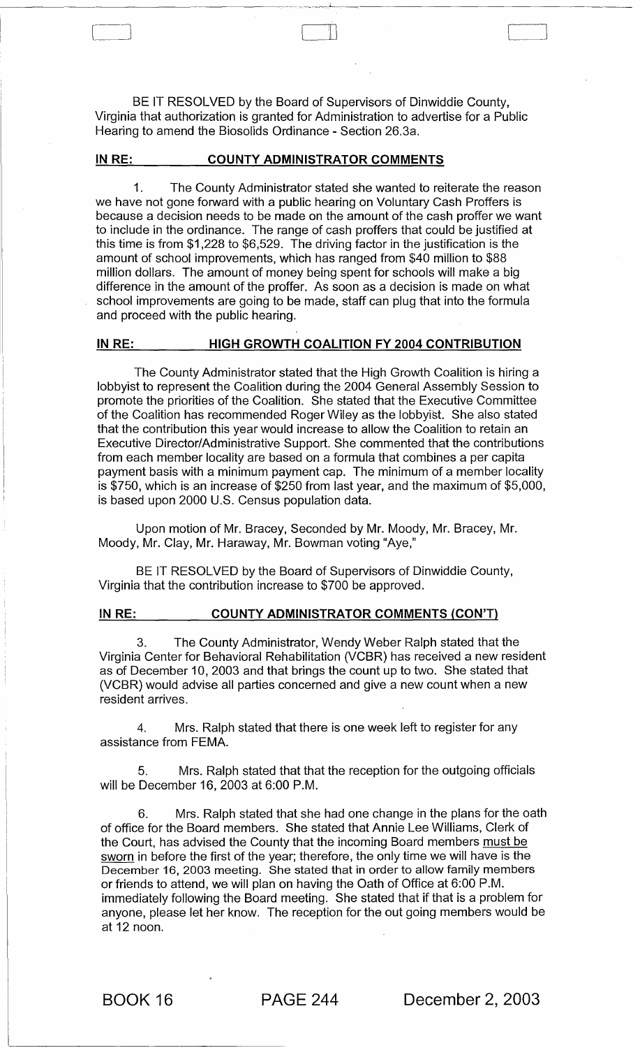BE IT RESOLVED by the Board of Supervisors of Dinwiddie County, Virginia that authorization is granted for Administration to advertise for a Public Hearing to amend the Biosolids Ordinance - Section 26.3a.

**IN RE: COUNTY ADMINISTRATOR COMMENTS**

1. The County Administrator stated she wanted to reiterate the reason we have not gone forward with a public hearing on Voluntary Cash Proffers is because a decision needs to be made on the amount of the cash proffer we want to include in the ordinance. The range of cash proffers that could be justified at this time is from $1,228 to $6,529. The driving factor in the justification is the amount of school improvements, which has ranged from $40 million to $88 million dollars. The amount of money being spent for schools will make a big difference in the amount of the proffer. As soon as a decision is made on what school improvements are going to be made, staff can plug that into the formula and proceed with the public hearing.

**IN RE: HIGH GROWTH COALITION FY 2004 CONTRIBUTION**

The County Administrator stated that the High Growth Coalition is hiring a lobbyist to represent the Coalition during the 2004 General Assembly Session to promote the priorities of the Coalition. She stated that the Executive Committee of the Coalition has recommended Roger Wiley as the lobbyist. She also stated that the contribution this year would increase to allow the Coalition to retain an Executive Director/Administrative Support. She commented that the contributions from each member locality are based on a formula that combines a per capita payment basis with a minimum payment cap. The minimum of a member locality is $750, which is an increase of $250 from last year, and the maximum of $5,000, is based upon 2000 U.S. Census population data.

Upon motion of Mr. Bracey, Seconded by Mr. Moody, Mr. Bracey, Mr. Moody, Mr. Clay, Mr. Haraway, Mr. Bowman voting "Aye,"

BE IT RESOLVED by the Board of Supervisors of Dinwiddie County, Virginia that the contribution increase to $700 be approved.

**IN RE: COUNTY ADMINISTRATOR COMMENTS (CON'T)**

3. The County Administrator, Wendy Weber Ralph stated that the Virginia Center for Behavioral Rehabilitation (VCBR) has received a new resident as of December 10, 2003 and that brings the count up to two. She stated that (VCBR) would advise all parties concerned and give a new count when a new resident arrives.

4. Mrs. Ralph stated that there is one week left to register for any assistance from FEMA.

5. Mrs. Ralph stated that that the reception for the outgoing officials will be December 16, 2003 at 6:00 P.M.

6. Mrs. Ralph stated that she had one change in the plans for the oath of office for the Board members. She stated that Annie Lee Williams, Clerk of the Court, has advised the County that the incoming Board members <u>must be sworn</u> in before the first of the year; therefore, the only time we will have is the December 16, 2003 meeting. She stated that in order to allow family members or friends to attend, we will plan on having the Oath of Office at 6:00 P.M. immediately following the Board meeting. She stated that if that is a problem for anyone, please let her know. The reception for the out going members would be at 12 noon.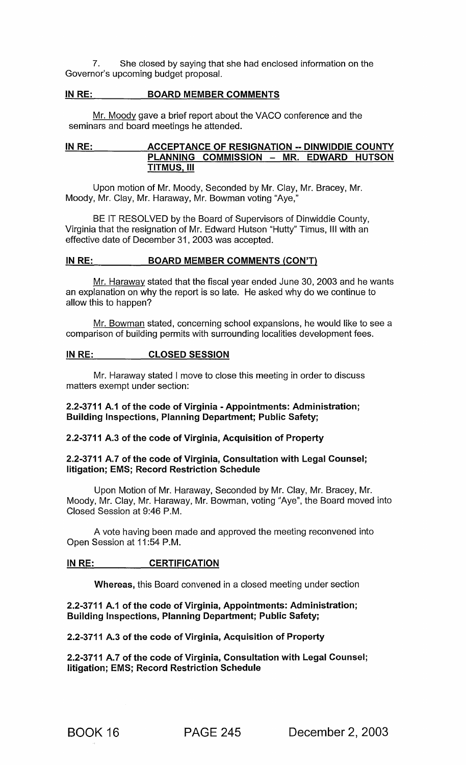7. She closed by saying that she had enclosed information on the Governor's upcoming budget proposal.

**IN RE: BOARD MEMBER COMMENTS**

Mr. Moody gave a brief report about the VACO conference and the seminars and board meetings he attended.

**IN RE: ACCEPTANCE OF RESIGNATION -- DINWIDDIE COUNTY PLANNING COMMISSION – MR. EDWARD HUTSON TITMUS, III**

Upon motion of Mr. Moody, Seconded by Mr. Clay, Mr. Bracey, Mr. Moody, Mr. Clay, Mr. Haraway, Mr. Bowman voting "Aye,"

BE IT RESOLVED by the Board of Supervisors of Dinwiddie County, Virginia that the resignation of Mr. Edward Hutson "Hutty" Timus, III with an effective date of December 31, 2003 was accepted.

**IN RE: BOARD MEMBER COMMENTS (CON'T)**

Mr. Haraway stated that the fiscal year ended June 30, 2003 and he wants an explanation on why the report is so late. He asked why do we continue to allow this to happen?

Mr. Bowman stated, concerning school expansions, he would like to see a comparison of building permits with surrounding localities development fees.

**IN RE: CLOSED SESSION**

Mr. Haraway stated I move to close this meeting in order to discuss matters exempt under section:

**2.2-3711 A.1 of the code of Virginia - Appointments: Administration; Building Inspections, Planning Department; Public Safety;**

**2.2-3711 A.3 of the code of Virginia, Acquisition of Property**

**2.2-3711 A.7 of the code of Virginia, Consultation with Legal Counsel; litigation; EMS; Record Restriction Schedule**

Upon Motion of Mr. Haraway, Seconded by Mr. Clay, Mr. Bracey, Mr. Moody, Mr. Clay, Mr. Haraway, Mr. Bowman, voting "Aye", the Board moved into Closed Session at 9:46 P.M.

A vote having been made and approved the meeting reconvened into Open Session at 11:54 P.M.

**IN RE: CERTIFICATION**

**Whereas,** this Board convened in a closed meeting under section

**2.2-3711 A.1 of the code of Virginia, Appointments: Administration; Building Inspections, Planning Department; Public Safety;**

**2.2-3711 A.3 of the code of Virginia, Acquisition of Property**

**2.2-3711 A.7 of the code of Virginia, Consultation with Legal Counsel; litigation; EMS; Record Restriction Schedule**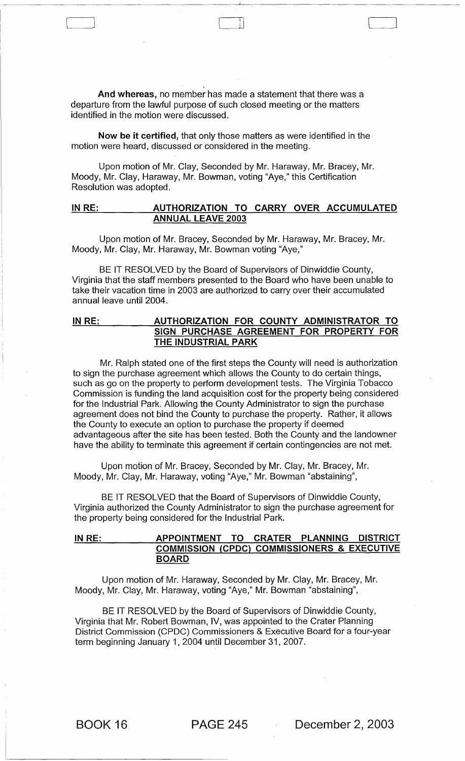**And whereas,** no member has made a statement that there was a departure from the lawful purpose of such closed meeting or the matters identified in the motion were discussed.

**Now be it certified,** that only those matters as were identified in the motion were heard, discussed or considered in the meeting.

Upon motion of Mr. Clay, Seconded by Mr. Haraway, Mr. Bracey, Mr. Moody, Mr. Clay, Haraway, Mr. Bowman, voting "Aye," this Certification Resolution was adopted.

**<u>IN RE:</u> <u>AUTHORIZATION TO CARRY OVER ACCUMULATED ANNUAL LEAVE 2003</u>**

Upon motion of Mr. Bracey, Seconded by Mr. Haraway, Mr. Bracey, Mr. Moody, Mr. Clay, Mr. Haraway, Mr. Bowman voting "Aye,"

BE IT RESOLVED by the Board of Supervisors of Dinwiddie County, Virginia that the staff members presented to the Board who have been unable to take their vacation time in 2003 are authorized to carry over their accumulated annual leave until 2004.

**<u>IN RE:</u> <u>AUTHORIZATION FOR COUNTY ADMINISTRATOR TO SIGN PURCHASE AGREEMENT FOR PROPERTY FOR THE INDUSTRIAL PARK</u>**

Mr. Ralph stated one of the first steps the County will need is authorization to sign the purchase agreement which allows the County to do certain things, such as go on the property to perform development tests. The Virginia Tobacco Commission is funding the land acquisition cost for the property being considered for the Industrial Park. Allowing the County Administrator to sign the purchase agreement does not bind the County to purchase the property. Rather, it allows the County to execute an option to purchase the property if deemed advantageous after the site has been tested. Both the County and the landowner have the ability to terminate this agreement if certain contingencies are not met.

Upon motion of Mr. Bracey, Seconded by Mr. Clay, Mr. Bracey, Mr. Moody, Mr. Clay, Mr. Haraway, voting "Aye," Mr. Bowman "abstaining",

BE IT RESOLVED that the Board of Supervisors of Dinwiddie County, Virginia authorized the County Administrator to sign the purchase agreement for the property being considered for the Industrial Park.

**<u>IN RE:</u> <u>APPOINTMENT TO CRATER PLANNING DISTRICT COMMISSION (CPDC) COMMISSIONERS & EXECUTIVE BOARD</u>**

Upon motion of Mr. Haraway, Seconded by Mr. Clay, Mr. Bracey, Mr. Moody, Mr. Clay, Mr. Haraway, voting "Aye," Mr. Bowman "abstaining",

BE IT RESOLVED by the Board of Supervisors of Dinwiddie County, Virginia that Mr. Robert Bowman, IV, was appointed to the Crater Planning District Commission (CPDC) Commissioners & Executive Board for a four-year term beginning January 1, 2004 until December 31, 2007.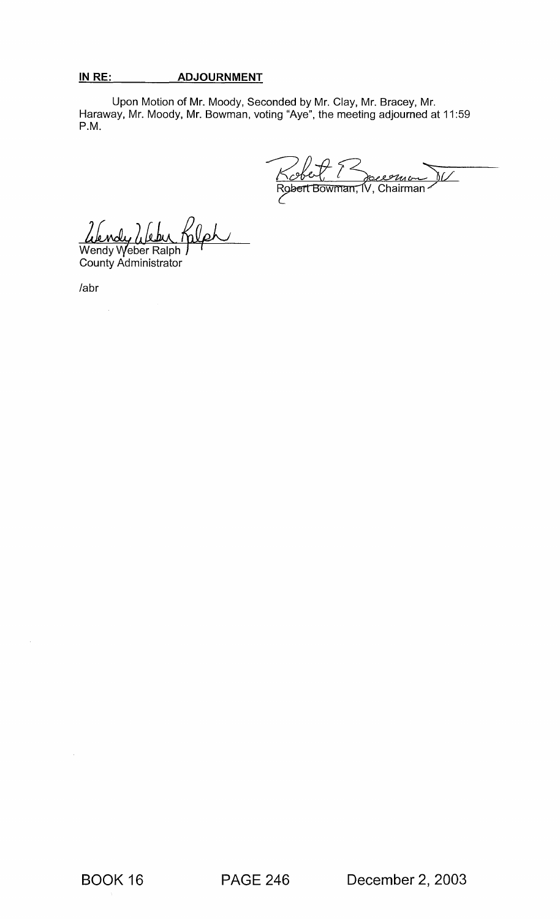**IN RE: ADJOURNMENT**

Upon Motion of Mr. Moody, Seconded by Mr. Clay, Mr. Bracey, Mr. Haraway, Mr. Moody, Mr. Bowman, voting "Aye", the meeting adjourned at 11:59 P.M.

Robert Bowman, IV, Chairman

Wendy Weber Ralph
County Administrator

/abr

BOOK 16 PAGE 246 December 2, 2003